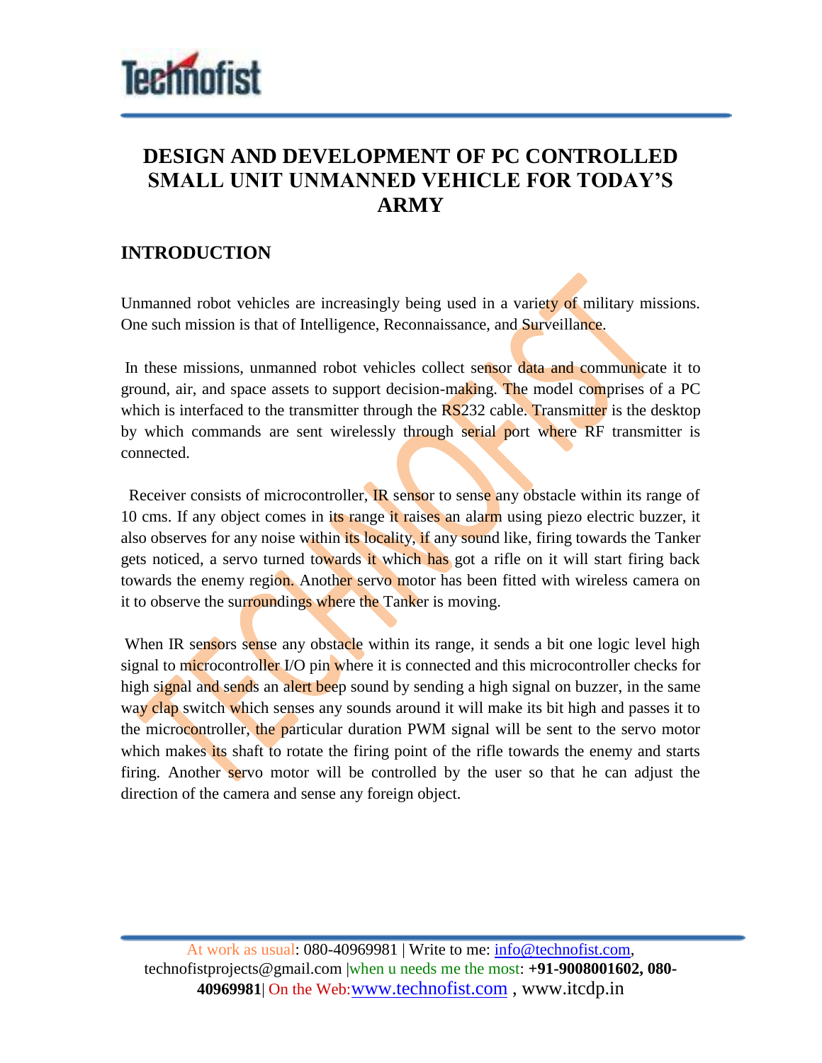# DESIGN AND DEVELOPMENT OF PC CONTROLLED SMALL UNIT UNMANNED VEHICLE FOR TODAY'S ARMY

## INTRODUCTION

Unmanned robot vehicles are increasingly being used in a variety of military missions. One such mission is that of Intelligence, Reconnaissance, and Surveillance.

In these missions, unmanned robot vehicles collect sensor data and communicate it to ground, air, and space assets to support decision-making. The model comprises of a PC which is interfaced to the transmitter through the RS232 cable. Transmitter is the desktop by which commands are sent wirelessly through serial port where RF transmitter is connected.

Receiver consists of microcontroller, IR sensor to sense any obstacle within its range of 10 cms. If any object comes in its range it raises an alarm using piezo electric buzzer, it also observes for any noise within its locality, if any sound like, firing towards the Tanker gets noticed, a servo turned towards it which has got a rifle on it will start firing back towards the enemy region. Another servo motor has been fitted with wireless camera on it to observe the surroundings where the Tanker is moving.

When IR sensors sense any obstacle within its range, it sends a bit one logic level high signal to microcontroller I/O pin where it is connected and this microcontroller checks for high signal and sends an alert beep sound by sending a high signal on buzzer, in the same way clap switch which senses any sounds around it will make its bit high and passes it to the microcontroller, the particular duration PWM signal will be sent to the servo motor which makes its shaft to rotate the firing point of the rifle towards the enemy and starts firing. Another servo motor will be controlled by the user so that he can adjust the direction of the camera and sense any foreign object.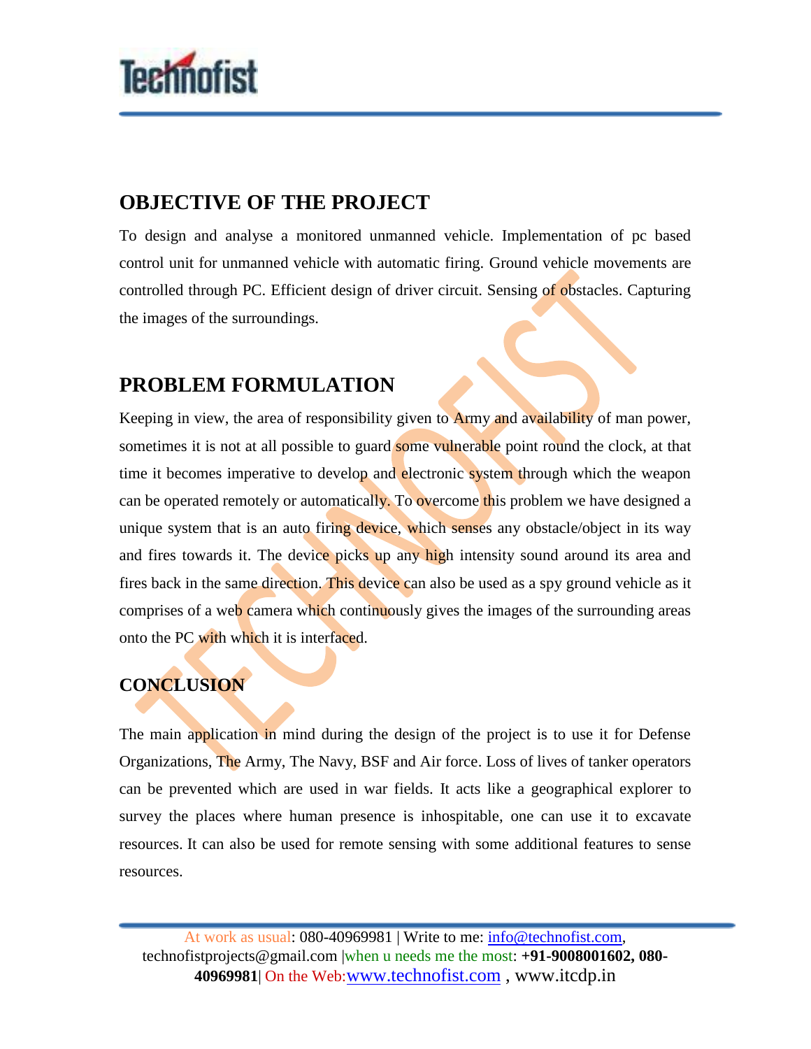## OBJECTIVE OF THE PROJECT

To design and analyse a monitored unmanned vehicle. Implementation of pc based control unit for unmanned vehicle with automatic firing. Ground vehicle movements are controlled through PC. Efficient design of driver circuit. Sensing of obstacles. Capturing the images of the surroundings.

## PROBLEM FORMULATION

Keeping in view, the area of responsibility given to Army and availability of man power, sometimes it is not at all possible to guard some vulnerable point round the clock, at that time it becomes imperative to develop and electronic system through which the weapon can be operated remotely or automatically. To overcome this problem we have designed a unique system that is an auto firing device, which senses any obstacle/object in its way and fires towards it. The device picks up any high intensity sound around its area and fires back in the same direction. This device can also be used as a spy ground vehicle as it comprises of a web camera which continuously gives the images of the surrounding areas onto the PC with which it is interfaced.

## CONCLUSION

The main application in mind during the design of the project is to use it for Defense Organizations, The Army, The Navy, BSF and Air force. Loss of lives of tanker operators can be prevented which are used in war fields. It acts like a geographical explorer to survey the places where human presence is inhospitable, one can use it to excavate resources. It can also be used for remote sensing with some additional features to sense resources.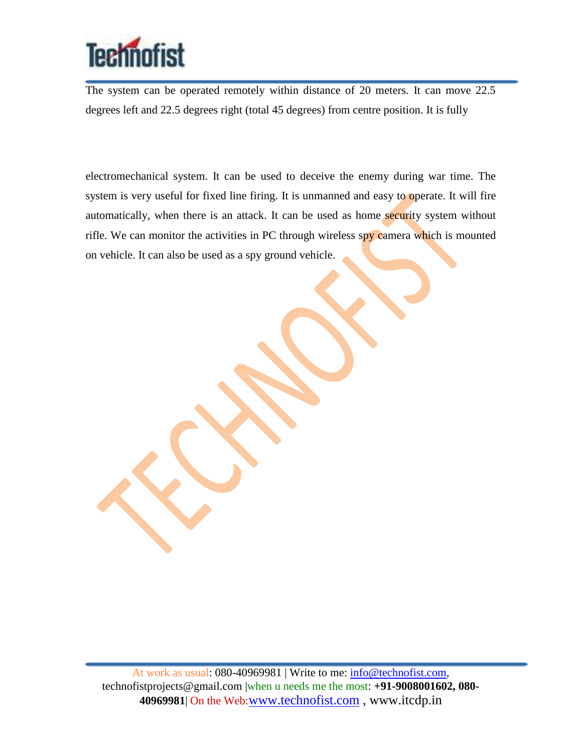The system can be operated remotely within distance of 20 meters. It can move 22.5 degrees left and 22.5 degrees right (total 45 degrees) from centre position. It is fully electromechanical system. It can be used to deceive the enemy during war time. The system is very useful for fixed line firing. It is unmanned and easy to operate. It will fire automatically, when there is an attack. It can be used as home security system without rifle. We can monitor the activities in PC through wireless spy camera which is mounted on vehicle. It can also be used as a spy ground vehicle.